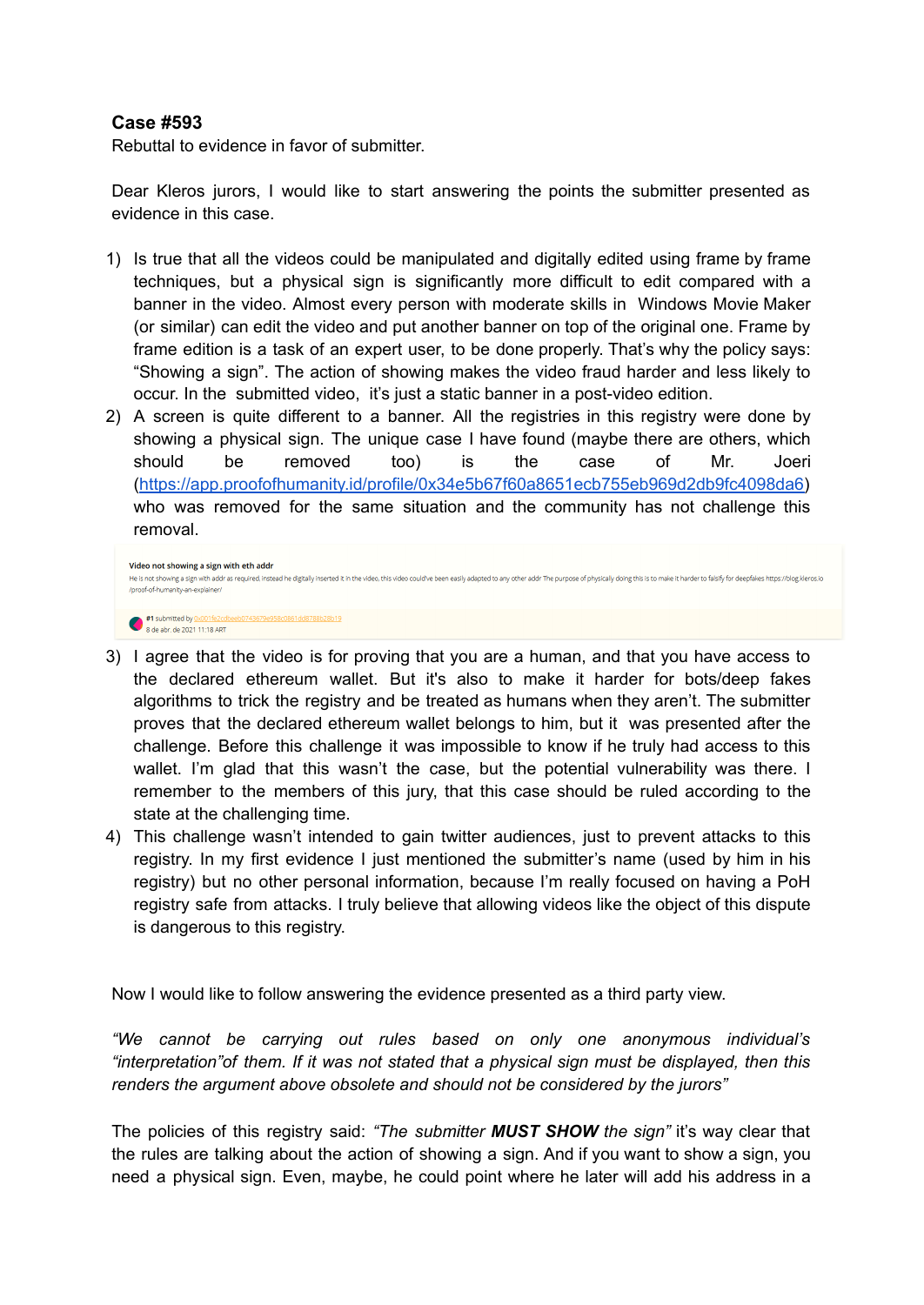**Case #593**

Rebuttal to evidence in favor of submitter.

Dear Kleros jurors, I would like to start answering the points the submitter presented as evidence in this case.

1) Is true that all the videos could be manipulated and digitally edited using frame by frame techniques, but a physical sign is significantly more difficult to edit compared with a banner in the video. Almost every person with moderate skills in Windows Movie Maker (or similar) can edit the video and put another banner on top of the original one. Frame by frame edition is a task of an expert user, to be done properly. That's why the policy says: "Showing a sign". The action of showing makes the video fraud harder and less likely to occur. In the submitted video, it's just a static banner in a post-video edition.
2) A screen is quite different to a banner. All the registries in this registry were done by showing a physical sign. The unique case I have found (maybe there are others, which should be removed too) is the case of Mr. Joeri (https://app.proofofhumanity.id/profile/0x34e5b67f60a8651ecb755eb969d2db9fc4098da6) who was removed for the same situation and the community has not challenge this removal.

   Video not showing a sign with eth addr
   He is not showing a sign with addr as required, instead he digitally inserted it in the video, this video could've been easily adapted to any other addr The purpose of physically doing this is to make it harder to falsify for deepfakes https://blog.kleros.io/proof-of-humanity-an-explainer/
   #1 submitted by 0x001fe2cdbeeb0743879e958c0861dd8788b28619
   8 de abr. de 2021 11:18 ART

3) I agree that the video is for proving that you are a human, and that you have access to the declared ethereum wallet. But it's also to make it harder for bots/deep fakes algorithms to trick the registry and be treated as humans when they aren't. The submitter proves that the declared ethereum wallet belongs to him, but it was presented after the challenge. Before this challenge it was impossible to know if he truly had access to this wallet. I'm glad that this wasn't the case, but the potential vulnerability was there. I remember to the members of this jury, that this case should be ruled according to the state at the challenging time.
4) This challenge wasn't intended to gain twitter audiences, just to prevent attacks to this registry. In my first evidence I just mentioned the submitter's name (used by him in his registry) but no other personal information, because I'm really focused on having a PoH registry safe from attacks. I truly believe that allowing videos like the object of this dispute is dangerous to this registry.

Now I would like to follow answering the evidence presented as a third party view.

*"We cannot be carrying out rules based on only one anonymous individual's "interpretation"of them. If it was not stated that a physical sign must be displayed, then this renders the argument above obsolete and should not be considered by the jurors"*

The policies of this registry said: *"The submitter **MUST SHOW** the sign"* it's way clear that the rules are talking about the action of showing a sign. And if you want to show a sign, you need a physical sign. Even, maybe, he could point where he later will add his address in a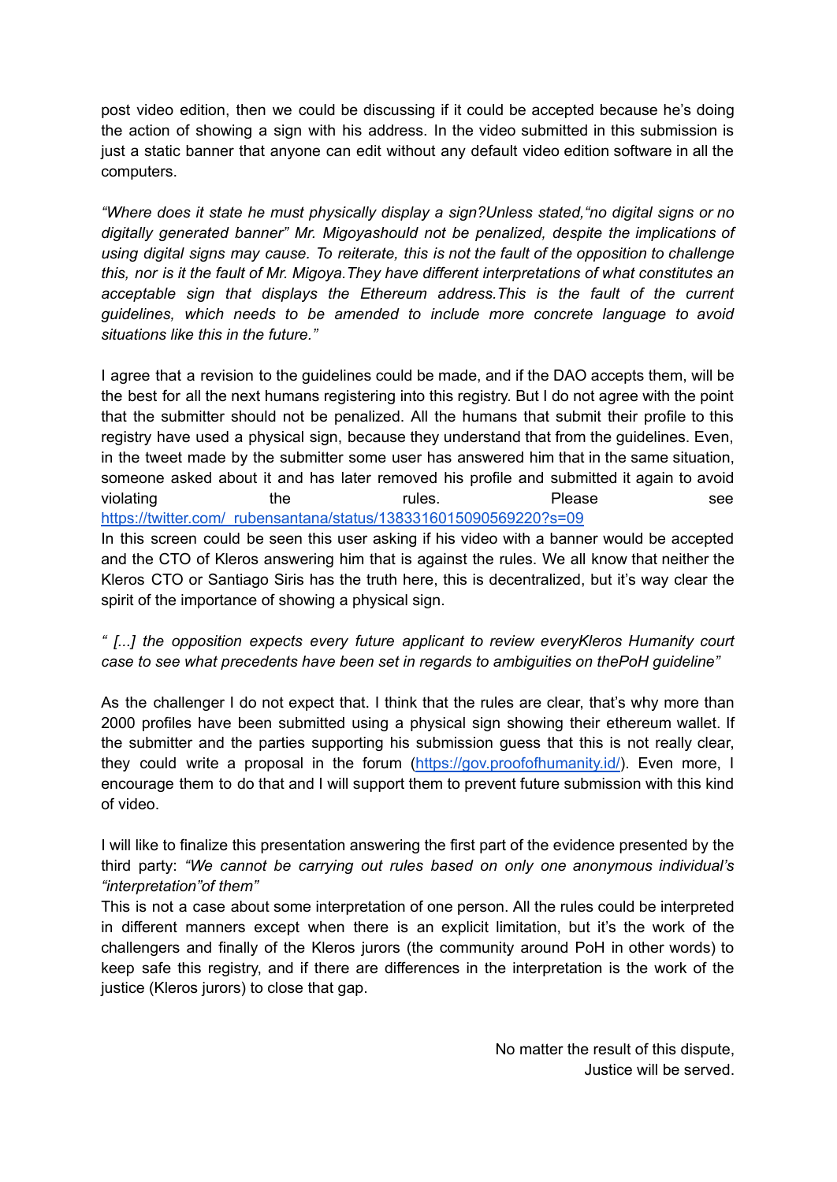post video edition, then we could be discussing if it could be accepted because he's doing the action of showing a sign with his address. In the video submitted in this submission is just a static banner that anyone can edit without any default video edition software in all the computers.

*"Where does it state he must physically display a sign?Unless stated,"no digital signs or no digitally generated banner" Mr. Migoyashould not be penalized, despite the implications of using digital signs may cause. To reiterate, this is not the fault of the opposition to challenge this, nor is it the fault of Mr. Migoya.They have different interpretations of what constitutes an acceptable sign that displays the Ethereum address.This is the fault of the current guidelines, which needs to be amended to include more concrete language to avoid situations like this in the future."*

I agree that a revision to the guidelines could be made, and if the DAO accepts them, will be the best for all the next humans registering into this registry. But I do not agree with the point that the submitter should not be penalized. All the humans that submit their profile to this registry have used a physical sign, because they understand that from the guidelines. Even, in the tweet made by the submitter some user has answered him that in the same situation, someone asked about it and has later removed his profile and submitted it again to avoid violating the rules. Please see [https://twitter.com/_rubensantana/status/1383316015090569220?s=09](https://twitter.com/_rubensantana/status/1383316015090569220?s=09)
In this screen could be seen this user asking if his video with a banner would be accepted and the CTO of Kleros answering him that is against the rules. We all know that neither the Kleros CTO or Santiago Siris has the truth here, this is decentralized, but it's way clear the spirit of the importance of showing a physical sign.

*" [...] the opposition expects every future applicant to review everyKleros Humanity court case to see what precedents have been set in regards to ambiguities on thePoH guideline"*

As the challenger I do not expect that. I think that the rules are clear, that's why more than 2000 profiles have been submitted using a physical sign showing their ethereum wallet. If the submitter and the parties supporting his submission guess that this is not really clear, they could write a proposal in the forum ([https://gov.proofofhumanity.id/](https://gov.proofofhumanity.id/)). Even more, I encourage them to do that and I will support them to prevent future submission with this kind of video.

I will like to finalize this presentation answering the first part of the evidence presented by the third party: *"We cannot be carrying out rules based on only one anonymous individual's "interpretation"of them"*
This is not a case about some interpretation of one person. All the rules could be interpreted in different manners except when there is an explicit limitation, but it's the work of the challengers and finally of the Kleros jurors (the community around PoH in other words) to keep safe this registry, and if there are differences in the interpretation is the work of the justice (Kleros jurors) to close that gap.

No matter the result of this dispute,
Justice will be served.